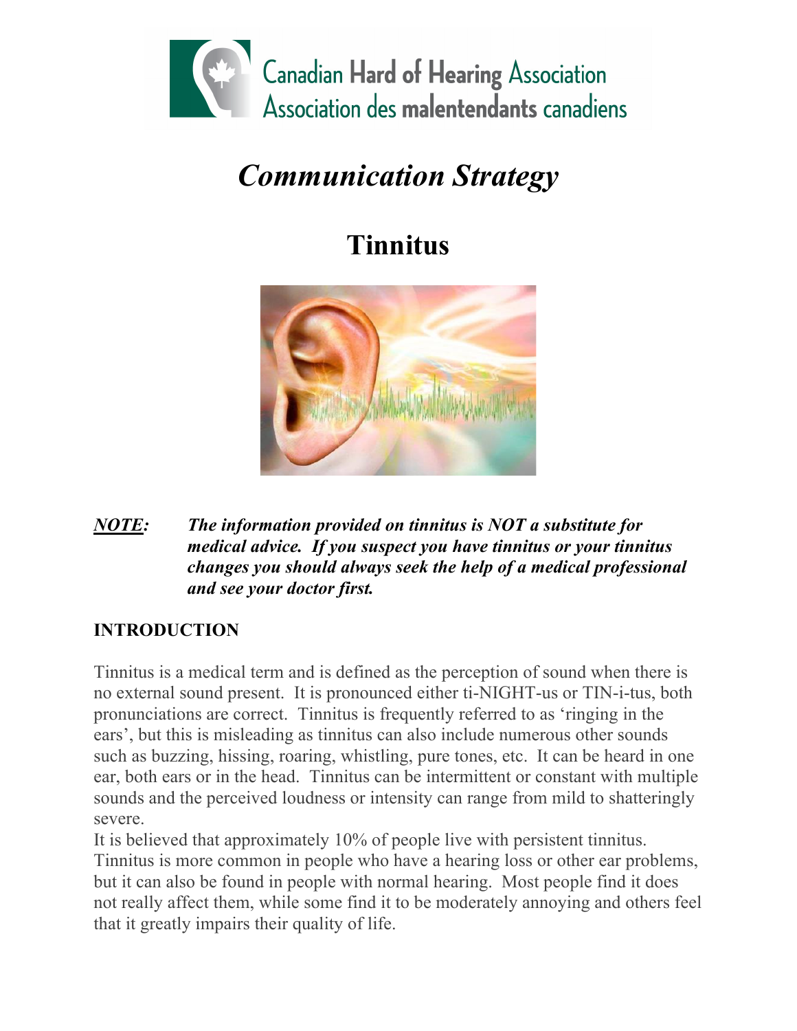Canadian Hard of Hearing Association
Association des malentendants canadiens

# *Communication Strategy*

# Tinnitus

***NOTE:*** ***The information provided on tinnitus is NOT a substitute for medical advice. If you suspect you have tinnitus or your tinnitus changes you should always seek the help of a medical professional and see your doctor first.***

## INTRODUCTION

Tinnitus is a medical term and is defined as the perception of sound when there is no external sound present. It is pronounced either ti-NIGHT-us or TIN-i-tus, both pronunciations are correct. Tinnitus is frequently referred to as 'ringing in the ears', but this is misleading as tinnitus can also include numerous other sounds such as buzzing, hissing, roaring, whistling, pure tones, etc. It can be heard in one ear, both ears or in the head. Tinnitus can be intermittent or constant with multiple sounds and the perceived loudness or intensity can range from mild to shatteringly severe.

It is believed that approximately 10% of people live with persistent tinnitus. Tinnitus is more common in people who have a hearing loss or other ear problems, but it can also be found in people with normal hearing. Most people find it does not really affect them, while some find it to be moderately annoying and others feel that it greatly impairs their quality of life.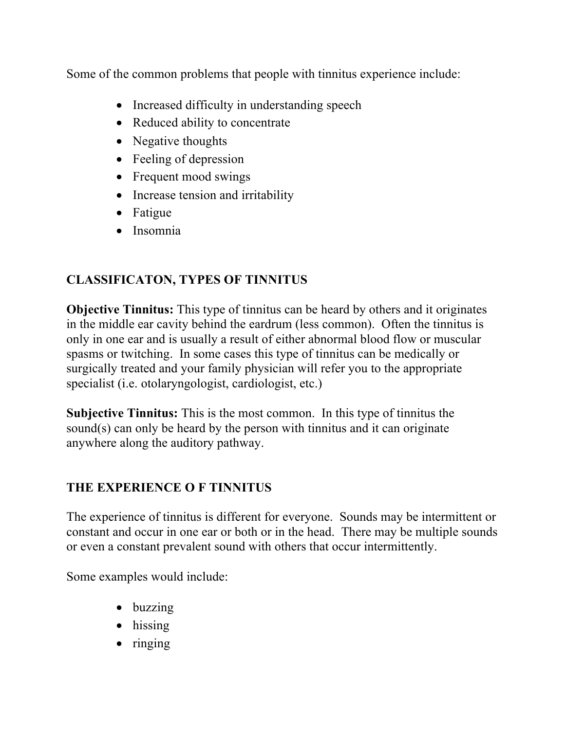Some of the common problems that people with tinnitus experience include:

- Increased difficulty in understanding speech
- Reduced ability to concentrate
- Negative thoughts
- Feeling of depression
- Frequent mood swings
- Increase tension and irritability
- Fatigue
- Insomnia

## CLASSIFICATON, TYPES OF TINNITUS

**Objective Tinnitus:** This type of tinnitus can be heard by others and it originates in the middle ear cavity behind the eardrum (less common). Often the tinnitus is only in one ear and is usually a result of either abnormal blood flow or muscular spasms or twitching. In some cases this type of tinnitus can be medically or surgically treated and your family physician will refer you to the appropriate specialist (i.e. otolaryngologist, cardiologist, etc.)

**Subjective Tinnitus:** This is the most common. In this type of tinnitus the sound(s) can only be heard by the person with tinnitus and it can originate anywhere along the auditory pathway.

## THE EXPERIENCE O F TINNITUS

The experience of tinnitus is different for everyone. Sounds may be intermittent or constant and occur in one ear or both or in the head. There may be multiple sounds or even a constant prevalent sound with others that occur intermittently.

Some examples would include:

- buzzing
- hissing
- ringing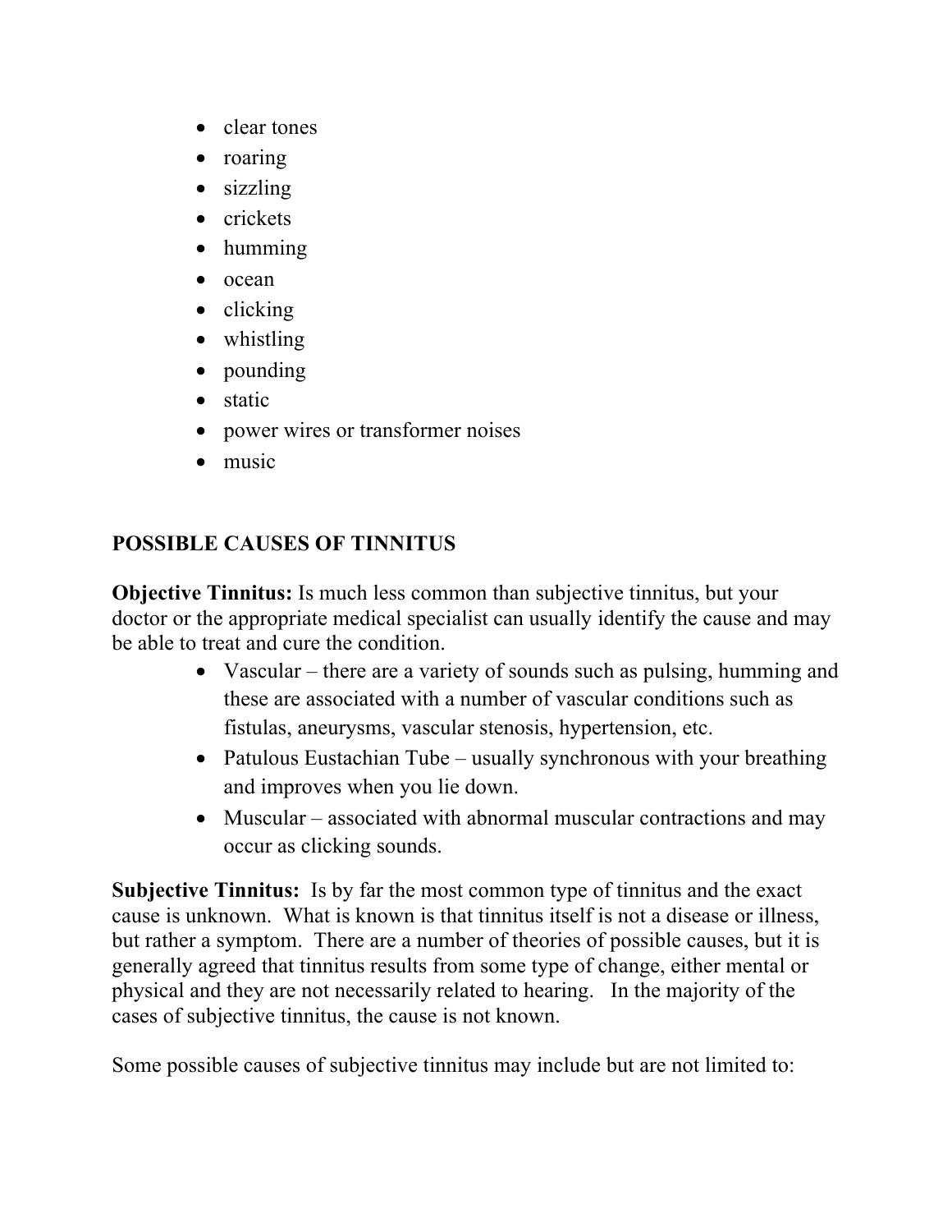- clear tones
- roaring
- sizzling
- crickets
- humming
- ocean
- clicking
- whistling
- pounding
- static
- power wires or transformer noises
- music

## POSSIBLE CAUSES OF TINNITUS

**Objective Tinnitus:** Is much less common than subjective tinnitus, but your doctor or the appropriate medical specialist can usually identify the cause and may be able to treat and cure the condition.

- Vascular – there are a variety of sounds such as pulsing, humming and these are associated with a number of vascular conditions such as fistulas, aneurysms, vascular stenosis, hypertension, etc.
- Patulous Eustachian Tube – usually synchronous with your breathing and improves when you lie down.
- Muscular – associated with abnormal muscular contractions and may occur as clicking sounds.

**Subjective Tinnitus:** Is by far the most common type of tinnitus and the exact cause is unknown. What is known is that tinnitus itself is not a disease or illness, but rather a symptom. There are a number of theories of possible causes, but it is generally agreed that tinnitus results from some type of change, either mental or physical and they are not necessarily related to hearing. In the majority of the cases of subjective tinnitus, the cause is not known.

Some possible causes of subjective tinnitus may include but are not limited to: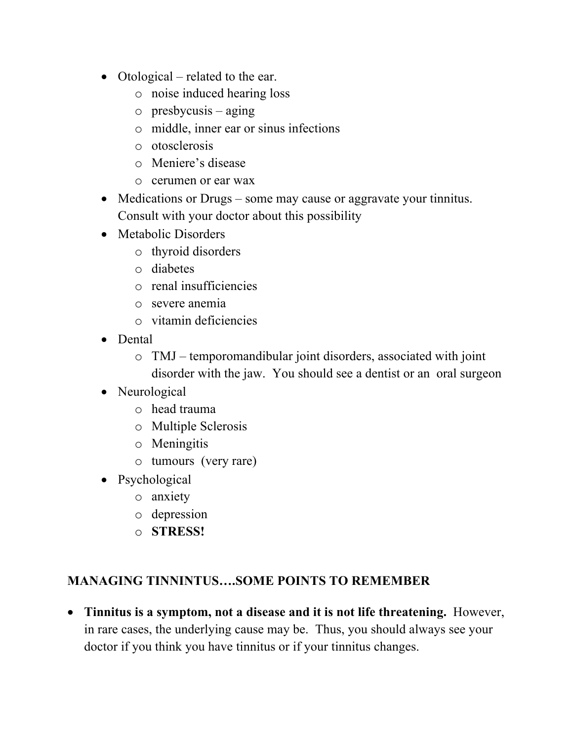- Otological – related to the ear.
  - noise induced hearing loss
  - presbycusis – aging
  - middle, inner ear or sinus infections
  - otosclerosis
  - Meniere's disease
  - cerumen or ear wax
- Medications or Drugs – some may cause or aggravate your tinnitus. Consult with your doctor about this possibility
- Metabolic Disorders
  - thyroid disorders
  - diabetes
  - renal insufficiencies
  - severe anemia
  - vitamin deficiencies
- Dental
  - TMJ – temporomandibular joint disorders, associated with joint disorder with the jaw. You should see a dentist or an oral surgeon
- Neurological
  - head trauma
  - Multiple Sclerosis
  - Meningitis
  - tumours (very rare)
- Psychological
  - anxiety
  - depression
  - **STRESS!**

## MANAGING TINNINTUS….SOME POINTS TO REMEMBER

- **Tinnitus is a symptom, not a disease and it is not life threatening.** However, in rare cases, the underlying cause may be. Thus, you should always see your doctor if you think you have tinnitus or if your tinnitus changes.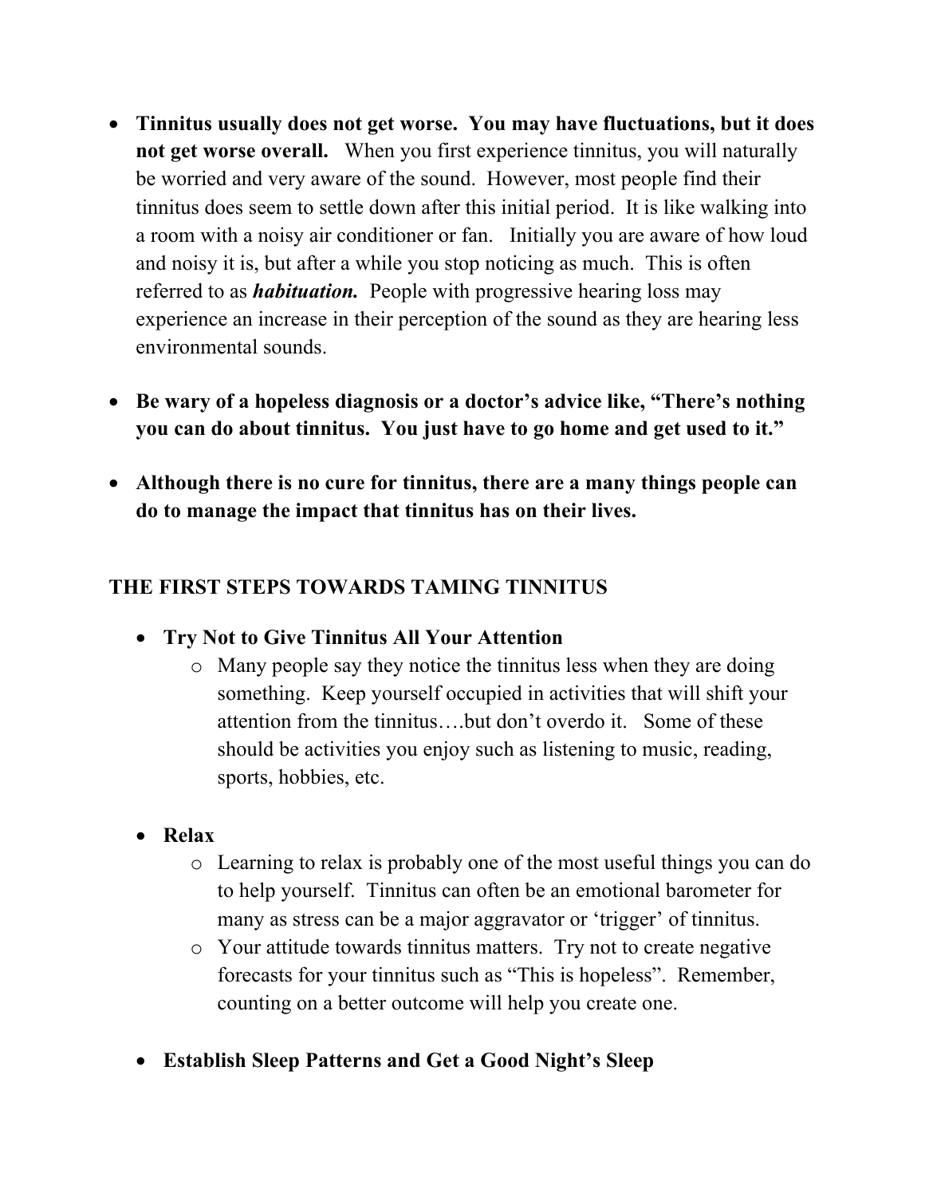- **Tinnitus usually does not get worse. You may have fluctuations, but it does not get worse overall.** When you first experience tinnitus, you will naturally be worried and very aware of the sound. However, most people find their tinnitus does seem to settle down after this initial period. It is like walking into a room with a noisy air conditioner or fan. Initially you are aware of how loud and noisy it is, but after a while you stop noticing as much. This is often referred to as ***habituation.*** People with progressive hearing loss may experience an increase in their perception of the sound as they are hearing less environmental sounds.

- **Be wary of a hopeless diagnosis or a doctor's advice like, "There's nothing you can do about tinnitus. You just have to go home and get used to it."**

- **Although there is no cure for tinnitus, there are a many things people can do to manage the impact that tinnitus has on their lives.**

## THE FIRST STEPS TOWARDS TAMING TINNITUS

- **Try Not to Give Tinnitus All Your Attention**
  - Many people say they notice the tinnitus less when they are doing something. Keep yourself occupied in activities that will shift your attention from the tinnitus….but don't overdo it. Some of these should be activities you enjoy such as listening to music, reading, sports, hobbies, etc.

- **Relax**
  - Learning to relax is probably one of the most useful things you can do to help yourself. Tinnitus can often be an emotional barometer for many as stress can be a major aggravator or 'trigger' of tinnitus.
  - Your attitude towards tinnitus matters. Try not to create negative forecasts for your tinnitus such as "This is hopeless". Remember, counting on a better outcome will help you create one.

- **Establish Sleep Patterns and Get a Good Night's Sleep**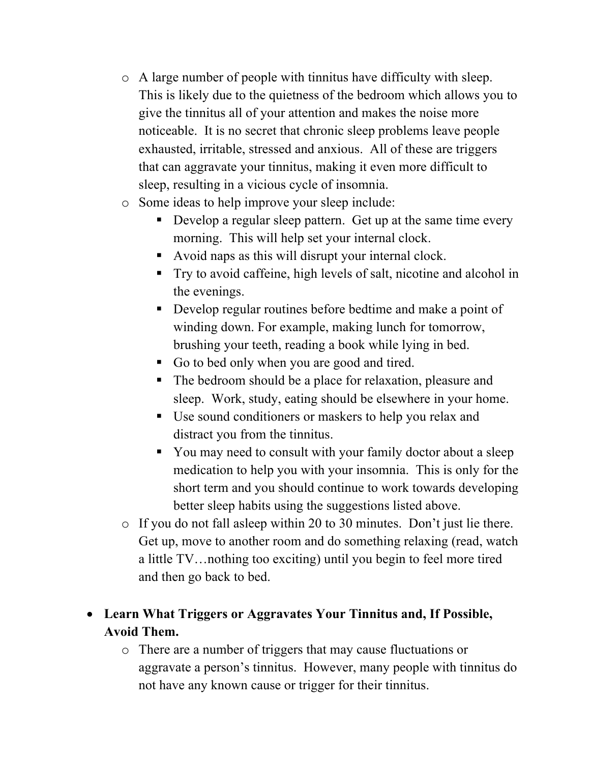- A large number of people with tinnitus have difficulty with sleep. This is likely due to the quietness of the bedroom which allows you to give the tinnitus all of your attention and makes the noise more noticeable. It is no secret that chronic sleep problems leave people exhausted, irritable, stressed and anxious. All of these are triggers that can aggravate your tinnitus, making it even more difficult to sleep, resulting in a vicious cycle of insomnia.
- Some ideas to help improve your sleep include:
  - Develop a regular sleep pattern. Get up at the same time every morning. This will help set your internal clock.
  - Avoid naps as this will disrupt your internal clock.
  - Try to avoid caffeine, high levels of salt, nicotine and alcohol in the evenings.
  - Develop regular routines before bedtime and make a point of winding down. For example, making lunch for tomorrow, brushing your teeth, reading a book while lying in bed.
  - Go to bed only when you are good and tired.
  - The bedroom should be a place for relaxation, pleasure and sleep. Work, study, eating should be elsewhere in your home.
  - Use sound conditioners or maskers to help you relax and distract you from the tinnitus.
  - You may need to consult with your family doctor about a sleep medication to help you with your insomnia. This is only for the short term and you should continue to work towards developing better sleep habits using the suggestions listed above.
- If you do not fall asleep within 20 to 30 minutes. Don't just lie there. Get up, move to another room and do something relaxing (read, watch a little TV…nothing too exciting) until you begin to feel more tired and then go back to bed.

- **Learn What Triggers or Aggravates Your Tinnitus and, If Possible, Avoid Them.**
  - There are a number of triggers that may cause fluctuations or aggravate a person's tinnitus. However, many people with tinnitus do not have any known cause or trigger for their tinnitus.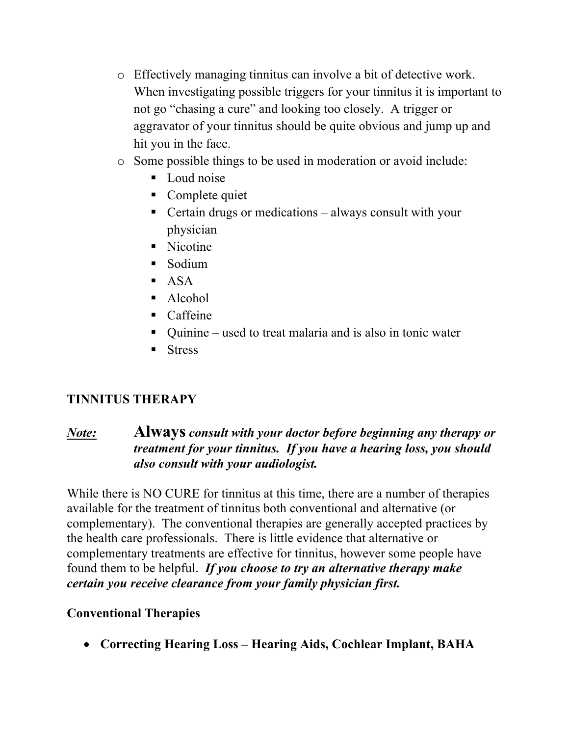- Effectively managing tinnitus can involve a bit of detective work. When investigating possible triggers for your tinnitus it is important to not go "chasing a cure" and looking too closely. A trigger or aggravator of your tinnitus should be quite obvious and jump up and hit you in the face.
- Some possible things to be used in moderation or avoid include:
  - Loud noise
  - Complete quiet
  - Certain drugs or medications – always consult with your physician
  - Nicotine
  - Sodium
  - ASA
  - Alcohol
  - Caffeine
  - Quinine – used to treat malaria and is also in tonic water
  - Stress

## TINNITUS THERAPY

***Note:*** **Always** ***consult with your doctor before beginning any therapy or treatment for your tinnitus. If you have a hearing loss, you should also consult with your audiologist.***

While there is NO CURE for tinnitus at this time, there are a number of therapies available for the treatment of tinnitus both conventional and alternative (or complementary). The conventional therapies are generally accepted practices by the health care professionals. There is little evidence that alternative or complementary treatments are effective for tinnitus, however some people have found them to be helpful. ***If you choose to try an alternative therapy make certain you receive clearance from your family physician first.***

### Conventional Therapies

- **Correcting Hearing Loss – Hearing Aids, Cochlear Implant, BAHA**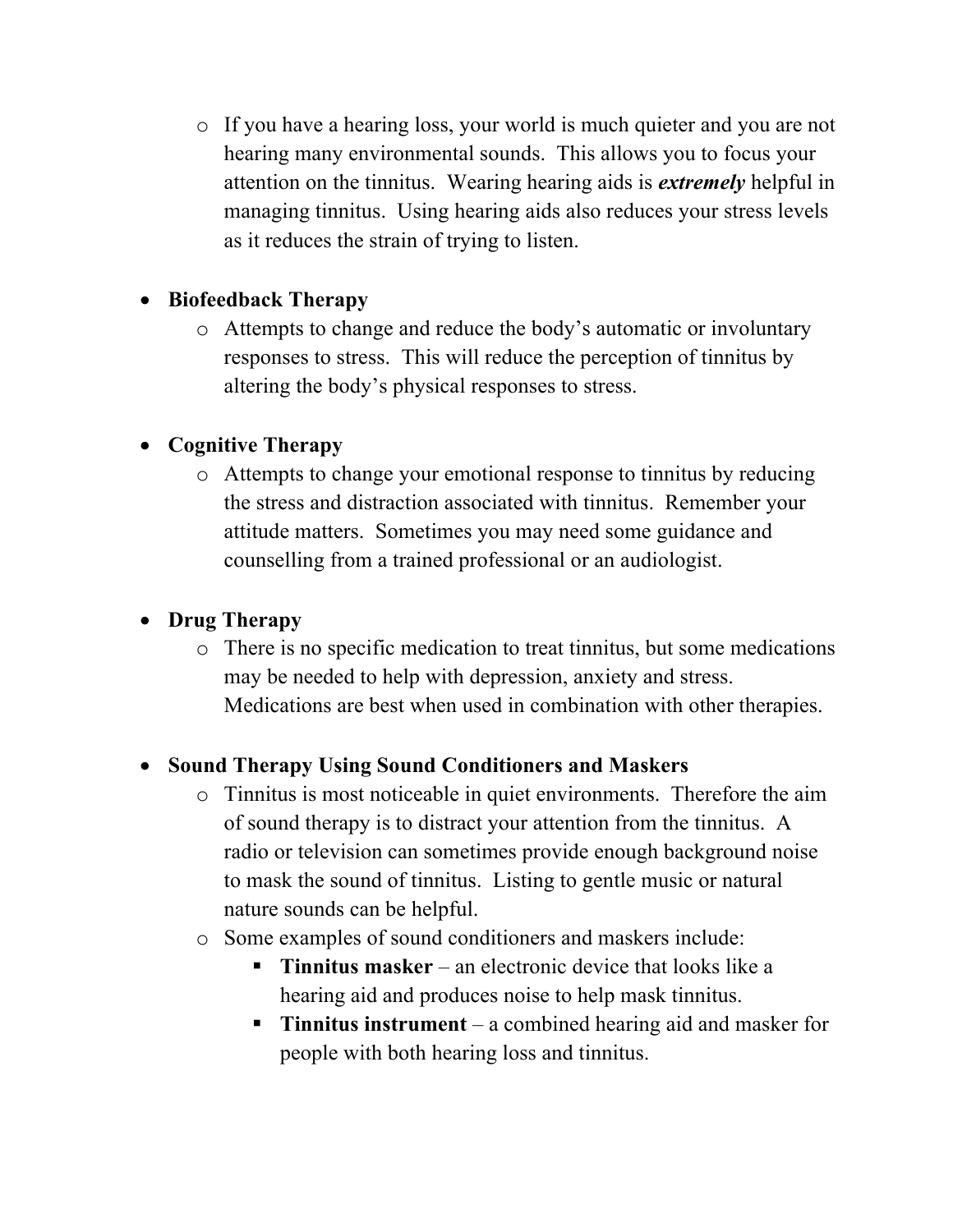- If you have a hearing loss, your world is much quieter and you are not hearing many environmental sounds. This allows you to focus your attention on the tinnitus. Wearing hearing aids is ***extremely*** helpful in managing tinnitus. Using hearing aids also reduces your stress levels as it reduces the strain of trying to listen.

- **Biofeedback Therapy**
  - Attempts to change and reduce the body's automatic or involuntary responses to stress. This will reduce the perception of tinnitus by altering the body's physical responses to stress.

- **Cognitive Therapy**
  - Attempts to change your emotional response to tinnitus by reducing the stress and distraction associated with tinnitus. Remember your attitude matters. Sometimes you may need some guidance and counselling from a trained professional or an audiologist.

- **Drug Therapy**
  - There is no specific medication to treat tinnitus, but some medications may be needed to help with depression, anxiety and stress. Medications are best when used in combination with other therapies.

- **Sound Therapy Using Sound Conditioners and Maskers**
  - Tinnitus is most noticeable in quiet environments. Therefore the aim of sound therapy is to distract your attention from the tinnitus. A radio or television can sometimes provide enough background noise to mask the sound of tinnitus. Listing to gentle music or natural nature sounds can be helpful.
  - Some examples of sound conditioners and maskers include:
    - **Tinnitus masker** – an electronic device that looks like a hearing aid and produces noise to help mask tinnitus.
    - **Tinnitus instrument** – a combined hearing aid and masker for people with both hearing loss and tinnitus.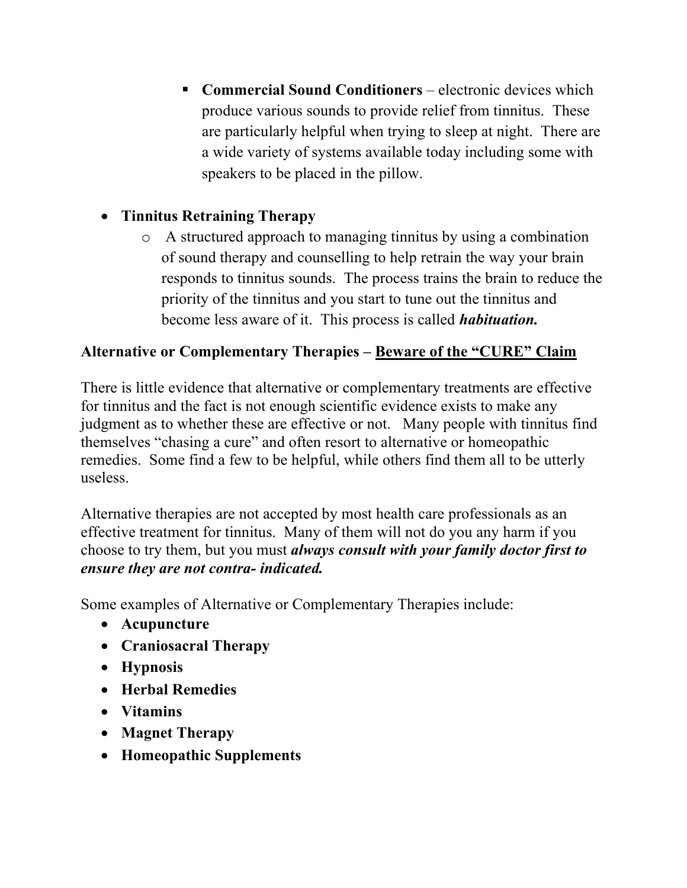- **Commercial Sound Conditioners** – electronic devices which produce various sounds to provide relief from tinnitus. These are particularly helpful when trying to sleep at night. There are a wide variety of systems available today including some with speakers to be placed in the pillow.

- **Tinnitus Retraining Therapy**
  - A structured approach to managing tinnitus by using a combination of sound therapy and counselling to help retrain the way your brain responds to tinnitus sounds. The process trains the brain to reduce the priority of the tinnitus and you start to tune out the tinnitus and become less aware of it. This process is called ***habituation.***

**Alternative or Complementary Therapies – <u>Beware of the "CURE" Claim</u>**

There is little evidence that alternative or complementary treatments are effective for tinnitus and the fact is not enough scientific evidence exists to make any judgment as to whether these are effective or not. Many people with tinnitus find themselves "chasing a cure" and often resort to alternative or homeopathic remedies. Some find a few to be helpful, while others find them all to be utterly useless.

Alternative therapies are not accepted by most health care professionals as an effective treatment for tinnitus. Many of them will not do you any harm if you choose to try them, but you must ***always consult with your family doctor first to ensure they are not contra- indicated.***

Some examples of Alternative or Complementary Therapies include:

- **Acupuncture**
- **Craniosacral Therapy**
- **Hypnosis**
- **Herbal Remedies**
- **Vitamins**
- **Magnet Therapy**
- **Homeopathic Supplements**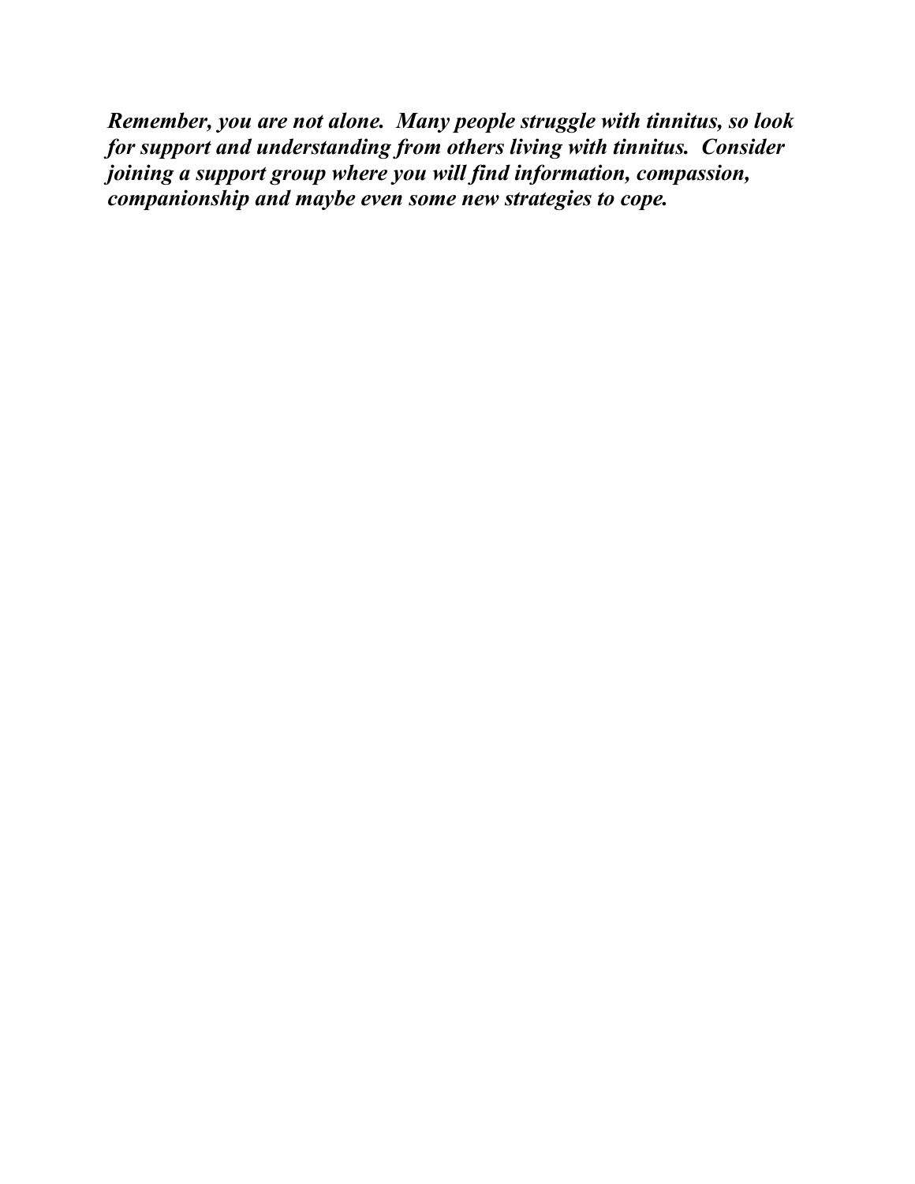***Remember, you are not alone. Many people struggle with tinnitus, so look for support and understanding from others living with tinnitus. Consider joining a support group where you will find information, compassion, companionship and maybe even some new strategies to cope.***